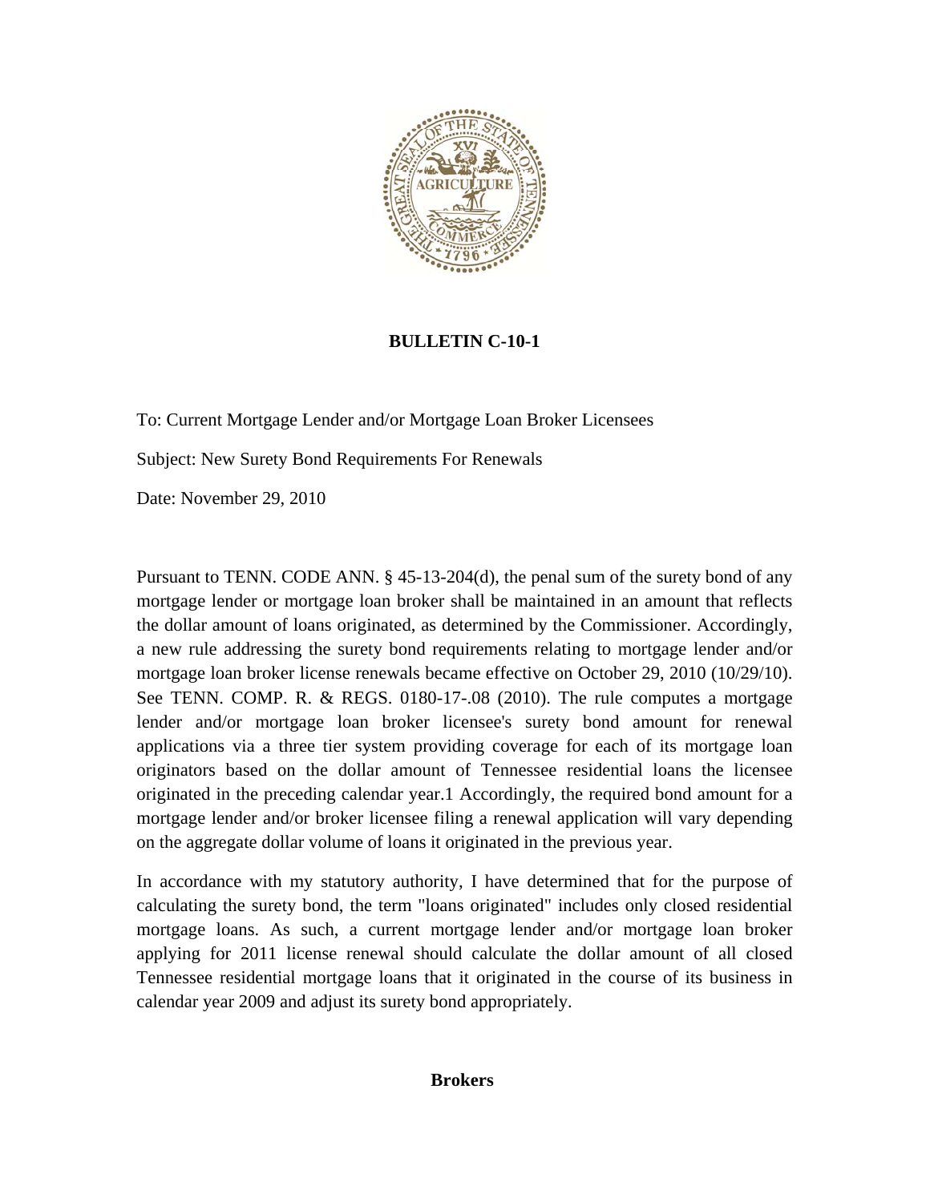# BULLETIN C-10-1

To: Current Mortgage Lender and/or Mortgage Loan Broker Licensees

Subject: New Surety Bond Requirements For Renewals

Date: November 29, 2010

Pursuant to TENN. CODE ANN. § 45-13-204(d), the penal sum of the surety bond of any mortgage lender or mortgage loan broker shall be maintained in an amount that reflects the dollar amount of loans originated, as determined by the Commissioner. Accordingly, a new rule addressing the surety bond requirements relating to mortgage lender and/or mortgage loan broker license renewals became effective on October 29, 2010 (10/29/10). See TENN. COMP. R. & REGS. 0180-17-.08 (2010). The rule computes a mortgage lender and/or mortgage loan broker licensee's surety bond amount for renewal applications via a three tier system providing coverage for each of its mortgage loan originators based on the dollar amount of Tennessee residential loans the licensee originated in the preceding calendar year.[1] Accordingly, the required bond amount for a mortgage lender and/or broker licensee filing a renewal application will vary depending on the aggregate dollar volume of loans it originated in the previous year.

In accordance with my statutory authority, I have determined that for the purpose of calculating the surety bond, the term "loans originated" includes only closed residential mortgage loans. As such, a current mortgage lender and/or mortgage loan broker applying for 2011 license renewal should calculate the dollar amount of all closed Tennessee residential mortgage loans that it originated in the course of its business in calendar year 2009 and adjust its surety bond appropriately.

**Brokers**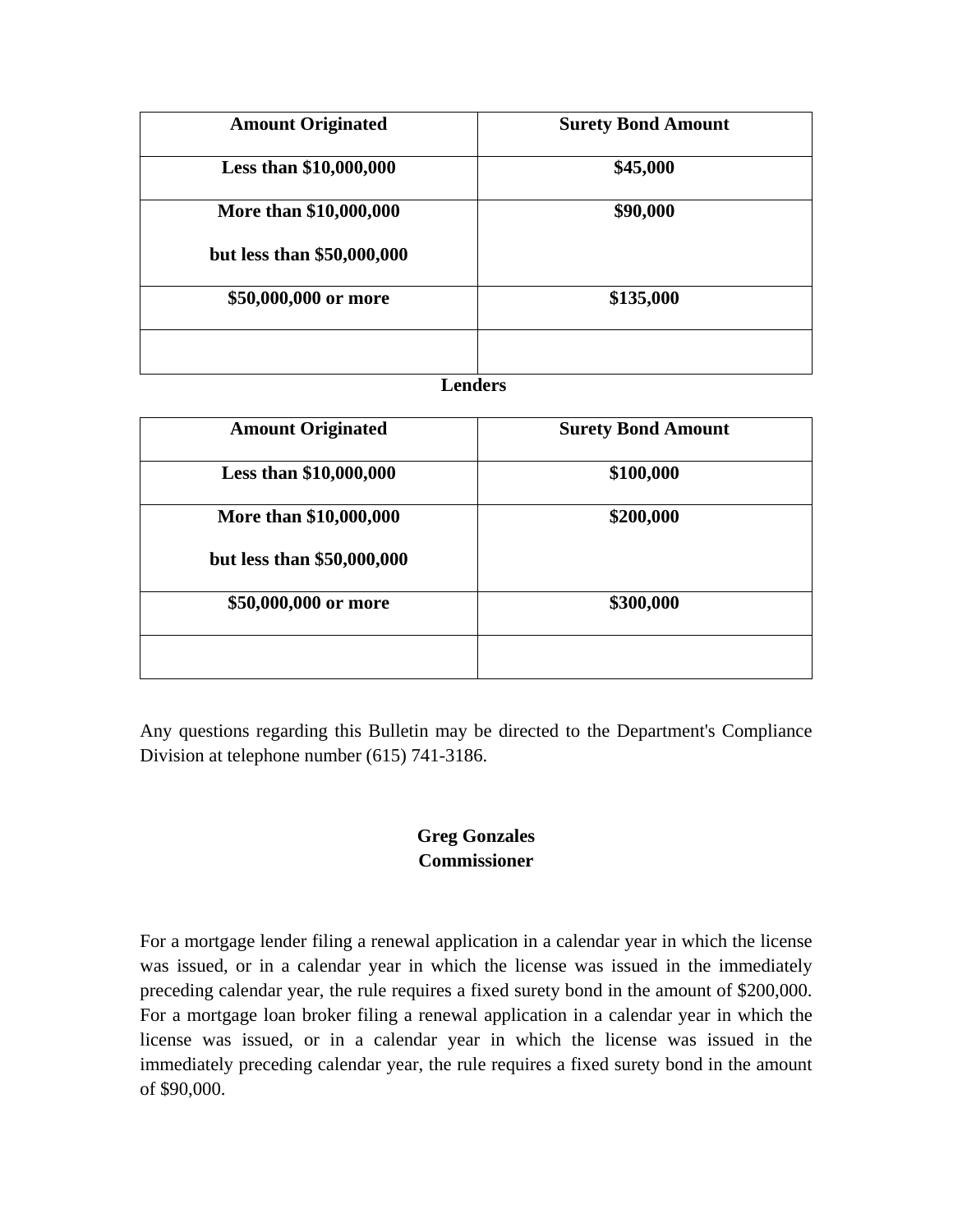| Amount Originated | Surety Bond Amount |
| --- | --- |
| **Less than $10,000,000** | **$45,000** |
| **More than $10,000,000 but less than $50,000,000** | **$90,000** |
| **$50,000,000 or more** | **$135,000** |
| | |

**Lenders**

| Amount Originated | Surety Bond Amount |
| --- | --- |
| **Less than $10,000,000** | **$100,000** |
| **More than $10,000,000 but less than $50,000,000** | **$200,000** |
| **$50,000,000 or more** | **$300,000** |
| | |

Any questions regarding this Bulletin may be directed to the Department's Compliance Division at telephone number (615) 741-3186.

**Greg Gonzales**
**Commissioner**

For a mortgage lender filing a renewal application in a calendar year in which the license was issued, or in a calendar year in which the license was issued in the immediately preceding calendar year, the rule requires a fixed surety bond in the amount of $200,000. For a mortgage loan broker filing a renewal application in a calendar year in which the license was issued, or in a calendar year in which the license was issued in the immediately preceding calendar year, the rule requires a fixed surety bond in the amount of $90,000.